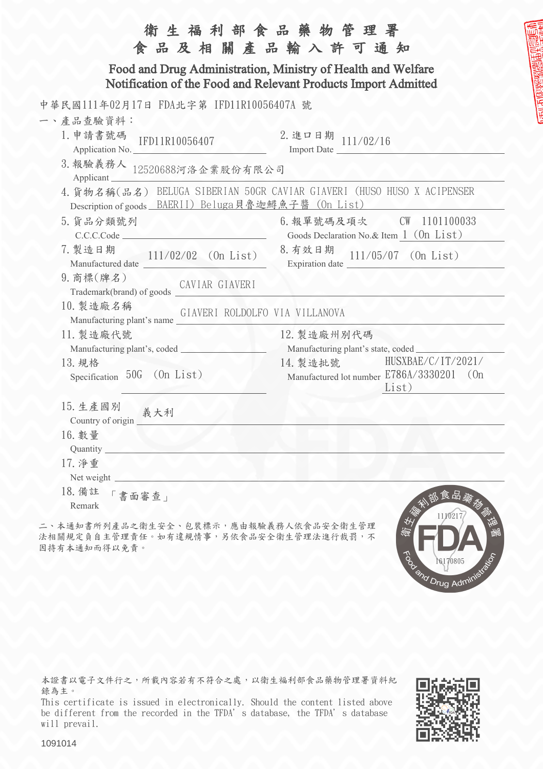# 衛生福利部食品藥物管理署
# 食品及相關產品輸入許可通知

## Food and Drug Administration, Ministry of Health and Welfare
## Notification of the Food and Relevant Products Import Admitted

中華民國111年02月17日 FDA北字第 IFD11R10056407A 號

一、產品查驗資料：

1. 申請書號碼 Application No.：IFD11R10056407
2. 進口日期 Import Date：111/02/16
3. 報驗義務人 Applicant：12520688河洛企業股份有限公司
4. 貨物名稱(品名) Description of goods：BELUGA SIBERIAN 50GR CAVIAR GIAVERI (HUSO HUSO X ACIPENSER BAERII) Beluga貝魯迦鱘魚子醬 (On List)
5. 貨品分類號列 C.C.C.Code：
6. 報單號碼及項次 Goods Declaration No.& Item：CW 1101100033 1 (On List)
7. 製造日期 Manufactured date：111/02/02 (On List)
8. 有效日期 Expiration date：111/05/07 (On List)
9. 商標(牌名) Trademark(brand) of goods：CAVIAR GIAVERI
10. 製造廠名稱 Manufacturing plant's name：GIAVERI ROLDOLFO VIA VILLANOVA
11. 製造廠代號 Manufacturing plant's, coded：
12. 製造廠州別代碼 Manufacturing plant's state, coded：
13. 規格 Specification：50G (On List)
14. 製造批號 Manufactured lot number：HUSXBAE/C/IT/2021/E786A/3330201 (On List)
15. 生產國別 Country of origin：義大利
16. 數量 Quantity：
17. 淨重 Net weight：
18. 備註 Remark：「書面審查」

二、本通知書所列產品之衛生安全、包裝標示，應由報驗義務人依食品安全衛生管理法相關規定負自主管理責任。如有違規情事，另依食品安全衛生管理法進行裁罰，不因持有本通知而得以免責。

衛生福利部食品藥物管理署 Food and Drug Administration 1110217 16170805

本證書以電子文件行之，所載內容若有不符合之處，以衛生福利部食品藥物管理署資料紀錄為主。

This certificate is issued in electronically. Should the content listed above be different from the recorded in the TFDA's database, the TFDA's database will prevail.

1091014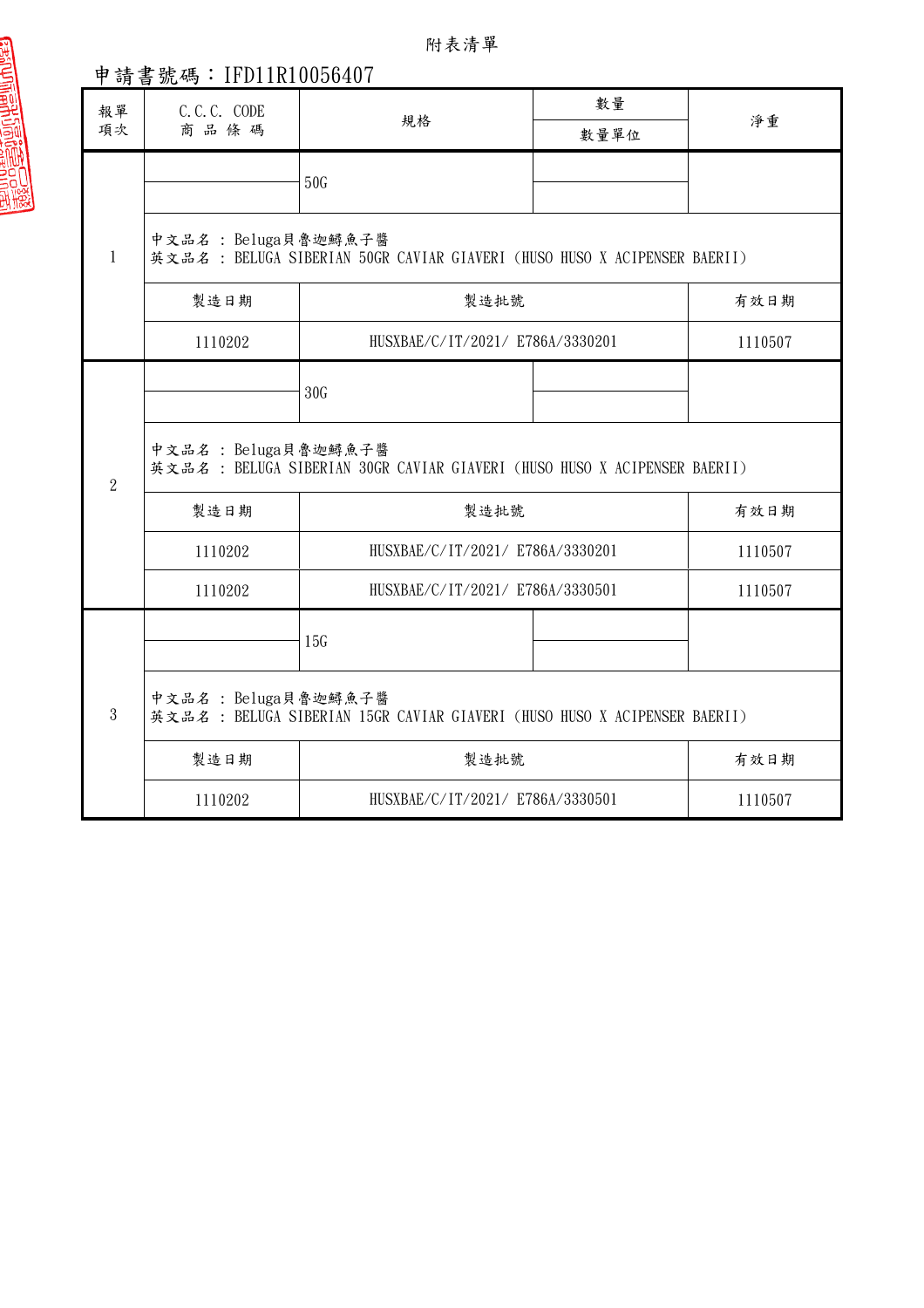附表清單

申請書號碼：IFD11R10056407

| 報單項次 | C.C.C. CODE 商品條碼 | 規格 | 數量 / 數量單位 | 淨重 |
|---|---|---|---|---|
| 1 | | 50G | | |
| | 中文品名 ： Beluga貝魯迦鱘魚子醬<br>英文品名 ： BELUGA SIBERIAN 50GR CAVIAR GIAVERI (HUSO HUSO X ACIPENSER BAERII) | | | |
| | 製造日期 | 製造批號 | | 有效日期 |
| | 1110202 | HUSXBAE/C/IT/2021/ E786A/3330201 | | 1110507 |
| 2 | | 30G | | |
| | 中文品名 ： Beluga貝魯迦鱘魚子醬<br>英文品名 ： BELUGA SIBERIAN 30GR CAVIAR GIAVERI (HUSO HUSO X ACIPENSER BAERII) | | | |
| | 製造日期 | 製造批號 | | 有效日期 |
| | 1110202 | HUSXBAE/C/IT/2021/ E786A/3330201 | | 1110507 |
| | 1110202 | HUSXBAE/C/IT/2021/ E786A/3330501 | | 1110507 |
| 3 | | 15G | | |
| | 中文品名 ： Beluga貝魯迦鱘魚子醬<br>英文品名 ： BELUGA SIBERIAN 15GR CAVIAR GIAVERI (HUSO HUSO X ACIPENSER BAERII) | | | |
| | 製造日期 | 製造批號 | | 有效日期 |
| | 1110202 | HUSXBAE/C/IT/2021/ E786A/3330501 | | 1110507 |